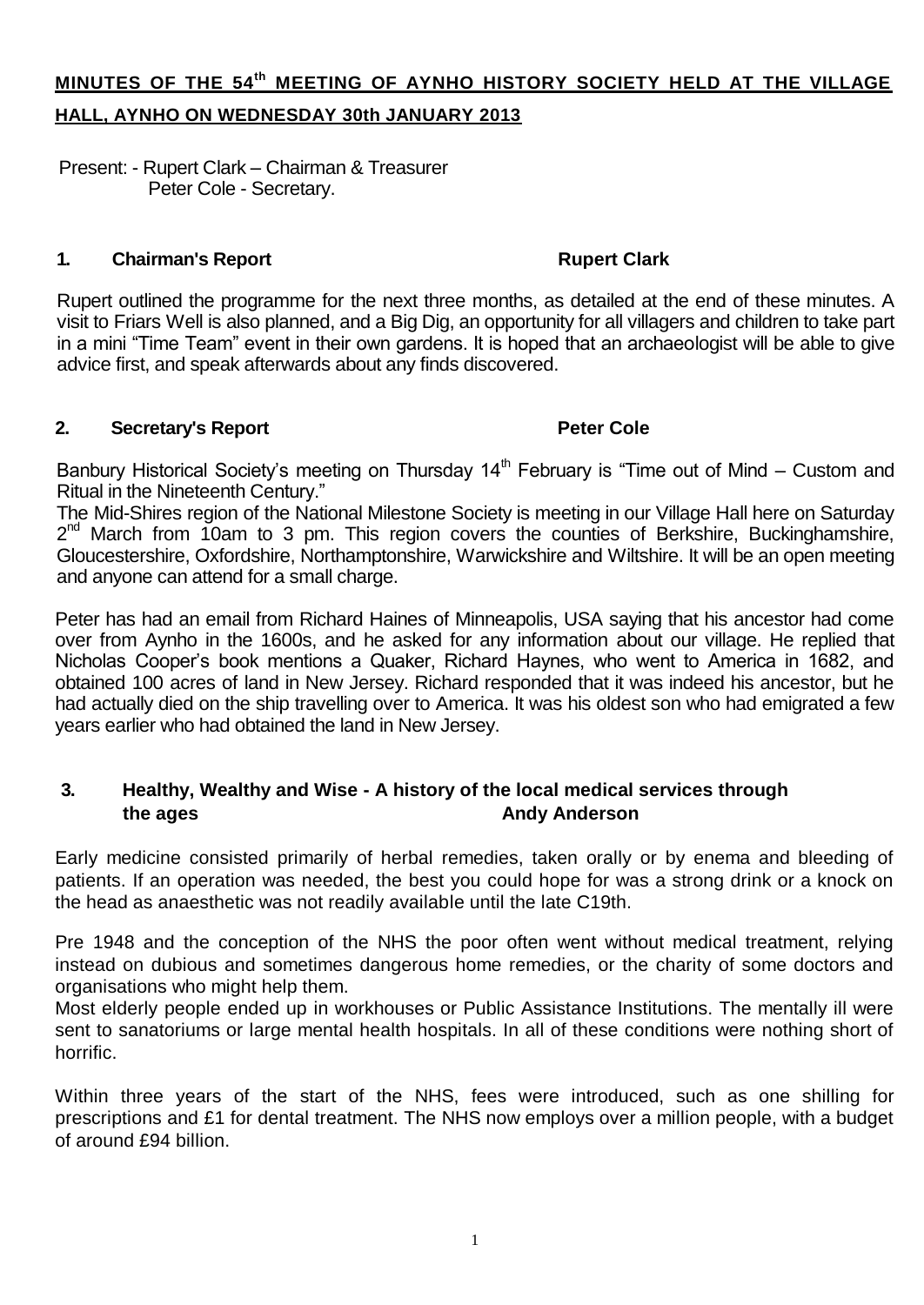# MINUTES OF THE 54th MEETING OF AYNHO HISTORY SOCIETY HELD AT THE VILLAGE HALL, AYNHO ON WEDNESDAY 30th JANUARY 2013

Present: - Rupert Clark – Chairman & Treasurer
Peter Cole - Secretary.

## 1. Chairman's Report — Rupert Clark

Rupert outlined the programme for the next three months, as detailed at the end of these minutes. A visit to Friars Well is also planned, and a Big Dig, an opportunity for all villagers and children to take part in a mini "Time Team" event in their own gardens. It is hoped that an archaeologist will be able to give advice first, and speak afterwards about any finds discovered.

## 2. Secretary's Report — Peter Cole

Banbury Historical Society's meeting on Thursday 14th February is "Time out of Mind – Custom and Ritual in the Nineteenth Century."

The Mid-Shires region of the National Milestone Society is meeting in our Village Hall here on Saturday 2nd March from 10am to 3 pm. This region covers the counties of Berkshire, Buckinghamshire, Gloucestershire, Oxfordshire, Northamptonshire, Warwickshire and Wiltshire. It will be an open meeting and anyone can attend for a small charge.

Peter has had an email from Richard Haines of Minneapolis, USA saying that his ancestor had come over from Aynho in the 1600s, and he asked for any information about our village. He replied that Nicholas Cooper's book mentions a Quaker, Richard Haynes, who went to America in 1682, and obtained 100 acres of land in New Jersey. Richard responded that it was indeed his ancestor, but he had actually died on the ship travelling over to America. It was his oldest son who had emigrated a few years earlier who had obtained the land in New Jersey.

## 3. Healthy, Wealthy and Wise - A history of the local medical services through the ages — Andy Anderson

Early medicine consisted primarily of herbal remedies, taken orally or by enema and bleeding of patients. If an operation was needed, the best you could hope for was a strong drink or a knock on the head as anaesthetic was not readily available until the late C19th.

Pre 1948 and the conception of the NHS the poor often went without medical treatment, relying instead on dubious and sometimes dangerous home remedies, or the charity of some doctors and organisations who might help them.

Most elderly people ended up in workhouses or Public Assistance Institutions. The mentally ill were sent to sanatoriums or large mental health hospitals. In all of these conditions were nothing short of horrific.

Within three years of the start of the NHS, fees were introduced, such as one shilling for prescriptions and £1 for dental treatment. The NHS now employs over a million people, with a budget of around £94 billion.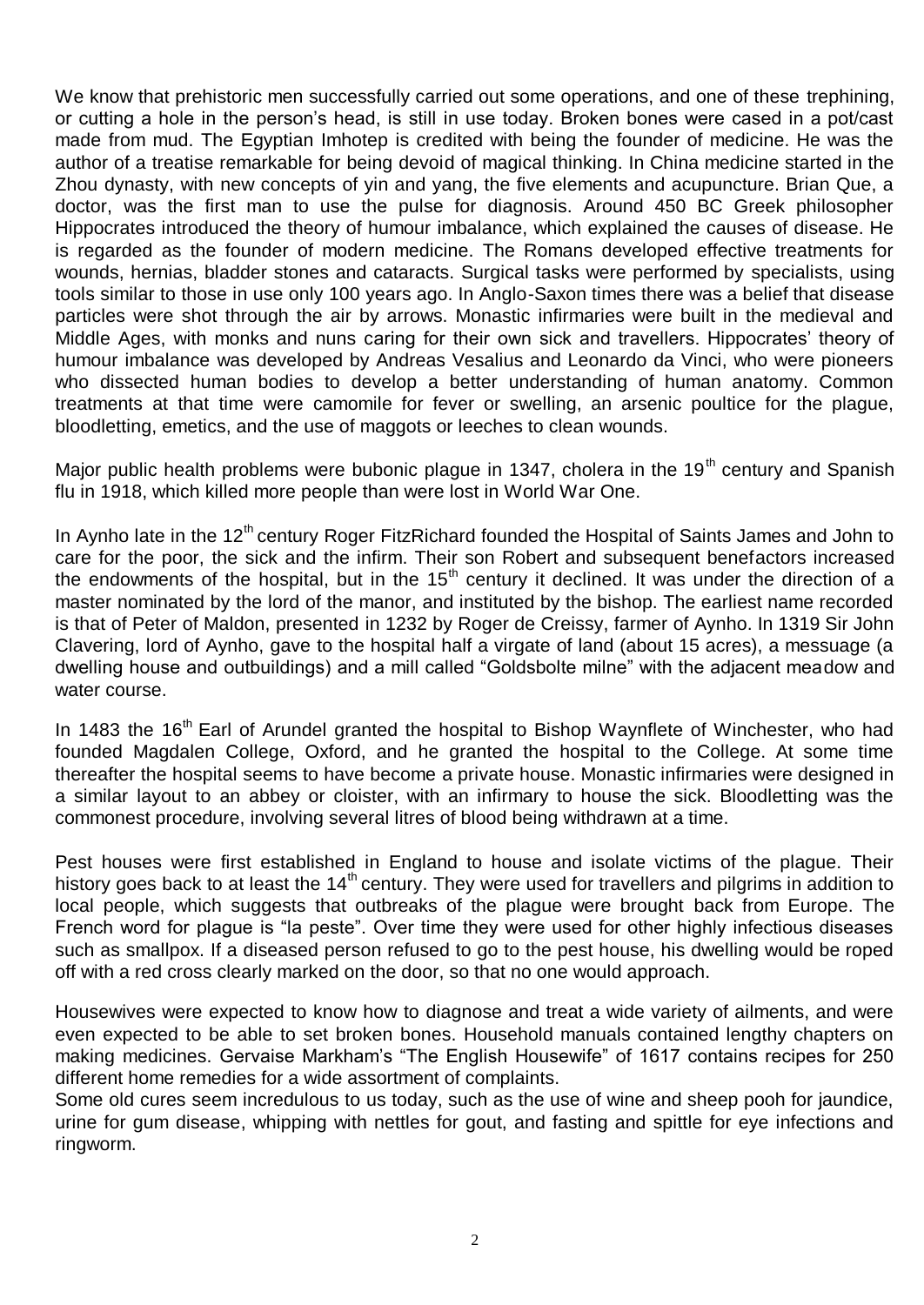We know that prehistoric men successfully carried out some operations, and one of these trephining, or cutting a hole in the person's head, is still in use today. Broken bones were cased in a pot/cast made from mud. The Egyptian Imhotep is credited with being the founder of medicine. He was the author of a treatise remarkable for being devoid of magical thinking. In China medicine started in the Zhou dynasty, with new concepts of yin and yang, the five elements and acupuncture. Brian Que, a doctor, was the first man to use the pulse for diagnosis. Around 450 BC Greek philosopher Hippocrates introduced the theory of humour imbalance, which explained the causes of disease. He is regarded as the founder of modern medicine. The Romans developed effective treatments for wounds, hernias, bladder stones and cataracts. Surgical tasks were performed by specialists, using tools similar to those in use only 100 years ago. In Anglo-Saxon times there was a belief that disease particles were shot through the air by arrows. Monastic infirmaries were built in the medieval and Middle Ages, with monks and nuns caring for their own sick and travellers. Hippocrates' theory of humour imbalance was developed by Andreas Vesalius and Leonardo da Vinci, who were pioneers who dissected human bodies to develop a better understanding of human anatomy. Common treatments at that time were camomile for fever or swelling, an arsenic poultice for the plague, bloodletting, emetics, and the use of maggots or leeches to clean wounds.

Major public health problems were bubonic plague in 1347, cholera in the 19th century and Spanish flu in 1918, which killed more people than were lost in World War One.

In Aynho late in the 12th century Roger FitzRichard founded the Hospital of Saints James and John to care for the poor, the sick and the infirm. Their son Robert and subsequent benefactors increased the endowments of the hospital, but in the 15th century it declined. It was under the direction of a master nominated by the lord of the manor, and instituted by the bishop. The earliest name recorded is that of Peter of Maldon, presented in 1232 by Roger de Creissy, farmer of Aynho. In 1319 Sir John Clavering, lord of Aynho, gave to the hospital half a virgate of land (about 15 acres), a messuage (a dwelling house and outbuildings) and a mill called "Goldsbolte milne" with the adjacent meadow and water course.

In 1483 the 16th Earl of Arundel granted the hospital to Bishop Waynflete of Winchester, who had founded Magdalen College, Oxford, and he granted the hospital to the College. At some time thereafter the hospital seems to have become a private house. Monastic infirmaries were designed in a similar layout to an abbey or cloister, with an infirmary to house the sick. Bloodletting was the commonest procedure, involving several litres of blood being withdrawn at a time.

Pest houses were first established in England to house and isolate victims of the plague. Their history goes back to at least the 14th century. They were used for travellers and pilgrims in addition to local people, which suggests that outbreaks of the plague were brought back from Europe. The French word for plague is "la peste". Over time they were used for other highly infectious diseases such as smallpox. If a diseased person refused to go to the pest house, his dwelling would be roped off with a red cross clearly marked on the door, so that no one would approach.

Housewives were expected to know how to diagnose and treat a wide variety of ailments, and were even expected to be able to set broken bones. Household manuals contained lengthy chapters on making medicines. Gervaise Markham's "The English Housewife" of 1617 contains recipes for 250 different home remedies for a wide assortment of complaints.

Some old cures seem incredulous to us today, such as the use of wine and sheep pooh for jaundice, urine for gum disease, whipping with nettles for gout, and fasting and spittle for eye infections and ringworm.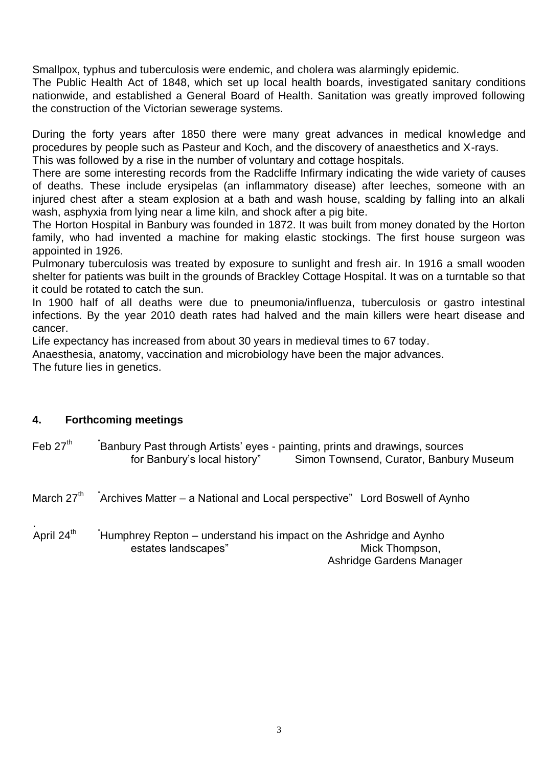Smallpox, typhus and tuberculosis were endemic, and cholera was alarmingly epidemic.
The Public Health Act of 1848, which set up local health boards, investigated sanitary conditions nationwide, and established a General Board of Health. Sanitation was greatly improved following the construction of the Victorian sewerage systems.

During the forty years after 1850 there were many great advances in medical knowledge and procedures by people such as Pasteur and Koch, and the discovery of anaesthetics and X-rays.
This was followed by a rise in the number of voluntary and cottage hospitals.
There are some interesting records from the Radcliffe Infirmary indicating the wide variety of causes of deaths. These include erysipelas (an inflammatory disease) after leeches, someone with an injured chest after a steam explosion at a bath and wash house, scalding by falling into an alkali wash, asphyxia from lying near a lime kiln, and shock after a pig bite.
The Horton Hospital in Banbury was founded in 1872. It was built from money donated by the Horton family, who had invented a machine for making elastic stockings. The first house surgeon was appointed in 1926.
Pulmonary tuberculosis was treated by exposure to sunlight and fresh air. In 1916 a small wooden shelter for patients was built in the grounds of Brackley Cottage Hospital. It was on a turntable so that it could be rotated to catch the sun.
In 1900 half of all deaths were due to pneumonia/influenza, tuberculosis or gastro intestinal infections. By the year 2010 death rates had halved and the main killers were heart disease and cancer.
Life expectancy has increased from about 30 years in medieval times to 67 today.
Anaesthesia, anatomy, vaccination and microbiology have been the major advances.
The future lies in genetics.

## 4. Forthcoming meetings

Feb 27th "Banbury Past through Artists' eyes - painting, prints and drawings, sources for Banbury's local history" Simon Townsend, Curator, Banbury Museum

March 27th "Archives Matter – a National and Local perspective" Lord Boswell of Aynho

April 24th "Humphrey Repton – understand his impact on the Ashridge and Aynho estates landscapes" Mick Thompson, Ashridge Gardens Manager